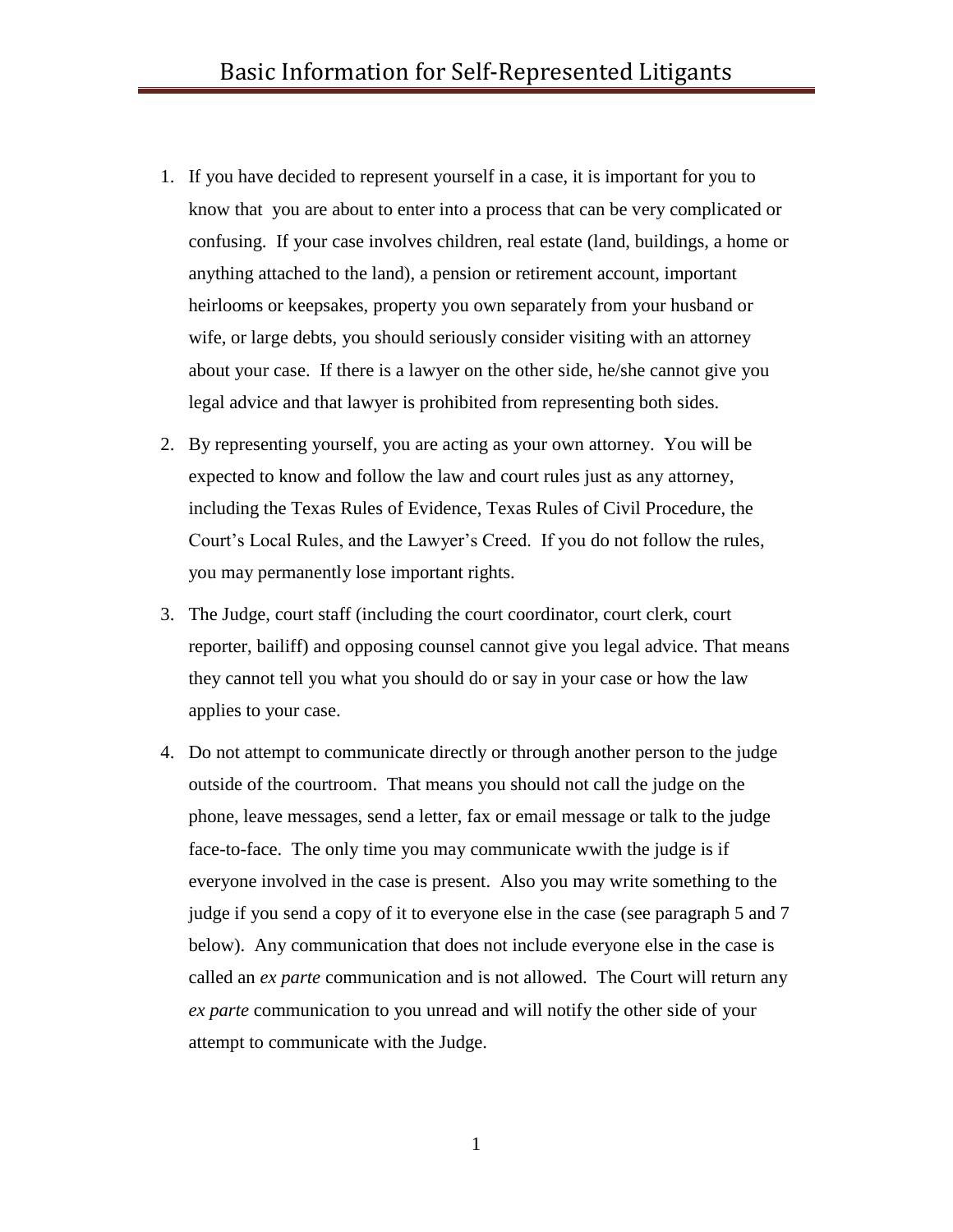# Basic Information for Self-Represented Litigants

1. If you have decided to represent yourself in a case, it is important for you to know that you are about to enter into a process that can be very complicated or confusing. If your case involves children, real estate (land, buildings, a home or anything attached to the land), a pension or retirement account, important heirlooms or keepsakes, property you own separately from your husband or wife, or large debts, you should seriously consider visiting with an attorney about your case. If there is a lawyer on the other side, he/she cannot give you legal advice and that lawyer is prohibited from representing both sides.

2. By representing yourself, you are acting as your own attorney. You will be expected to know and follow the law and court rules just as any attorney, including the Texas Rules of Evidence, Texas Rules of Civil Procedure, the Court's Local Rules, and the Lawyer's Creed. If you do not follow the rules, you may permanently lose important rights.

3. The Judge, court staff (including the court coordinator, court clerk, court reporter, bailiff) and opposing counsel cannot give you legal advice. That means they cannot tell you what you should do or say in your case or how the law applies to your case.

4. Do not attempt to communicate directly or through another person to the judge outside of the courtroom. That means you should not call the judge on the phone, leave messages, send a letter, fax or email message or talk to the judge face-to-face. The only time you may communicate wwith the judge is if everyone involved in the case is present. Also you may write something to the judge if you send a copy of it to everyone else in the case (see paragraph 5 and 7 below). Any communication that does not include everyone else in the case is called an *ex parte* communication and is not allowed. The Court will return any *ex parte* communication to you unread and will notify the other side of your attempt to communicate with the Judge.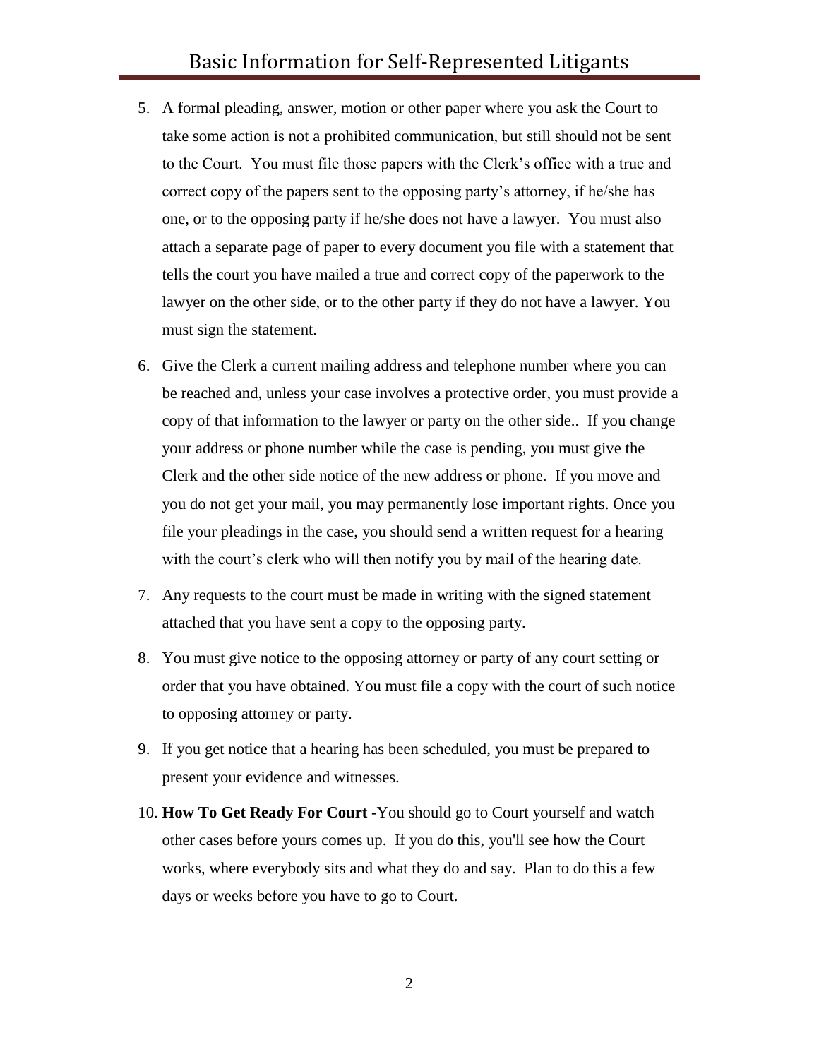5. A formal pleading, answer, motion or other paper where you ask the Court to take some action is not a prohibited communication, but still should not be sent to the Court. You must file those papers with the Clerk's office with a true and correct copy of the papers sent to the opposing party's attorney, if he/she has one, or to the opposing party if he/she does not have a lawyer. You must also attach a separate page of paper to every document you file with a statement that tells the court you have mailed a true and correct copy of the paperwork to the lawyer on the other side, or to the other party if they do not have a lawyer. You must sign the statement.

6. Give the Clerk a current mailing address and telephone number where you can be reached and, unless your case involves a protective order, you must provide a copy of that information to the lawyer or party on the other side.. If you change your address or phone number while the case is pending, you must give the Clerk and the other side notice of the new address or phone. If you move and you do not get your mail, you may permanently lose important rights. Once you file your pleadings in the case, you should send a written request for a hearing with the court's clerk who will then notify you by mail of the hearing date.

7. Any requests to the court must be made in writing with the signed statement attached that you have sent a copy to the opposing party.

8. You must give notice to the opposing attorney or party of any court setting or order that you have obtained. You must file a copy with the court of such notice to opposing attorney or party.

9. If you get notice that a hearing has been scheduled, you must be prepared to present your evidence and witnesses.

10. **How To Get Ready For Court -**You should go to Court yourself and watch other cases before yours comes up. If you do this, you'll see how the Court works, where everybody sits and what they do and say. Plan to do this a few days or weeks before you have to go to Court.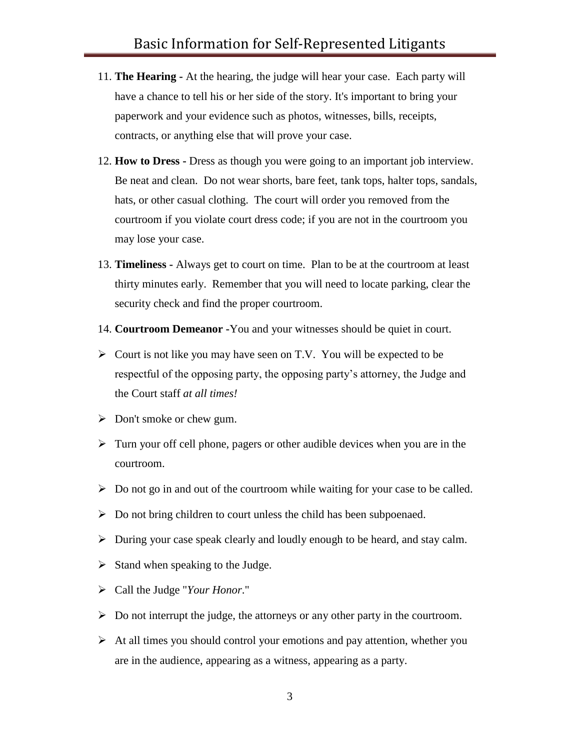11. **The Hearing -** At the hearing, the judge will hear your case. Each party will have a chance to tell his or her side of the story. It's important to bring your paperwork and your evidence such as photos, witnesses, bills, receipts, contracts, or anything else that will prove your case.

12. **How to Dress -** Dress as though you were going to an important job interview. Be neat and clean. Do not wear shorts, bare feet, tank tops, halter tops, sandals, hats, or other casual clothing. The court will order you removed from the courtroom if you violate court dress code; if you are not in the courtroom you may lose your case.

13. **Timeliness -** Always get to court on time. Plan to be at the courtroom at least thirty minutes early. Remember that you will need to locate parking, clear the security check and find the proper courtroom.

14. **Courtroom Demeanor -**You and your witnesses should be quiet in court.

- Court is not like you may have seen on T.V. You will be expected to be respectful of the opposing party, the opposing party's attorney, the Judge and the Court staff *at all times!*
- Don't smoke or chew gum.
- Turn your off cell phone, pagers or other audible devices when you are in the courtroom.
- Do not go in and out of the courtroom while waiting for your case to be called.
- Do not bring children to court unless the child has been subpoenaed.
- During your case speak clearly and loudly enough to be heard, and stay calm.
- Stand when speaking to the Judge.
- Call the Judge "*Your Honor*."
- Do not interrupt the judge, the attorneys or any other party in the courtroom.
- At all times you should control your emotions and pay attention, whether you are in the audience, appearing as a witness, appearing as a party.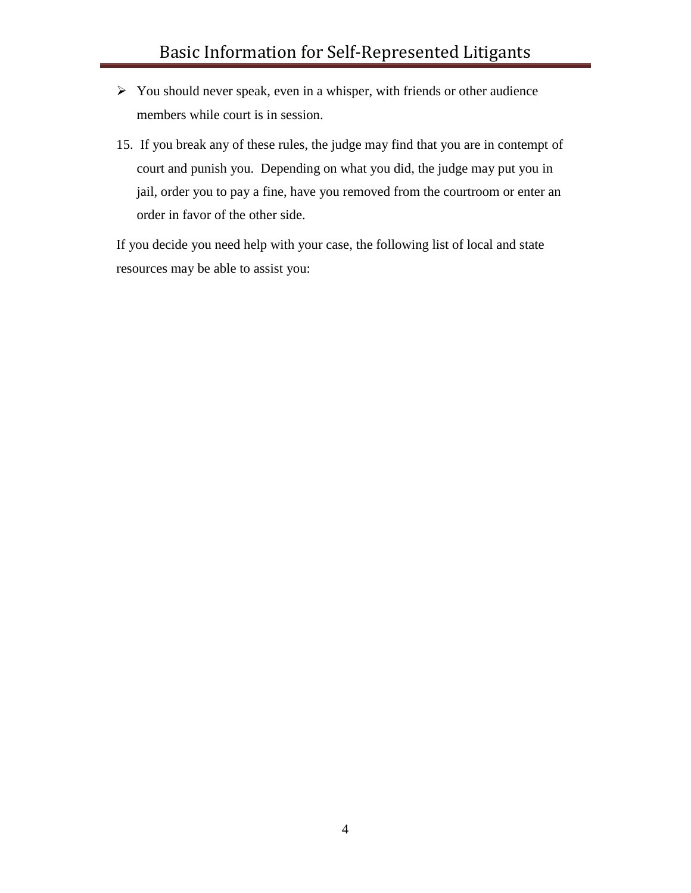- You should never speak, even in a whisper, with friends or other audience members while court is in session.

15. If you break any of these rules, the judge may find that you are in contempt of court and punish you. Depending on what you did, the judge may put you in jail, order you to pay a fine, have you removed from the courtroom or enter an order in favor of the other side.

If you decide you need help with your case, the following list of local and state resources may be able to assist you: